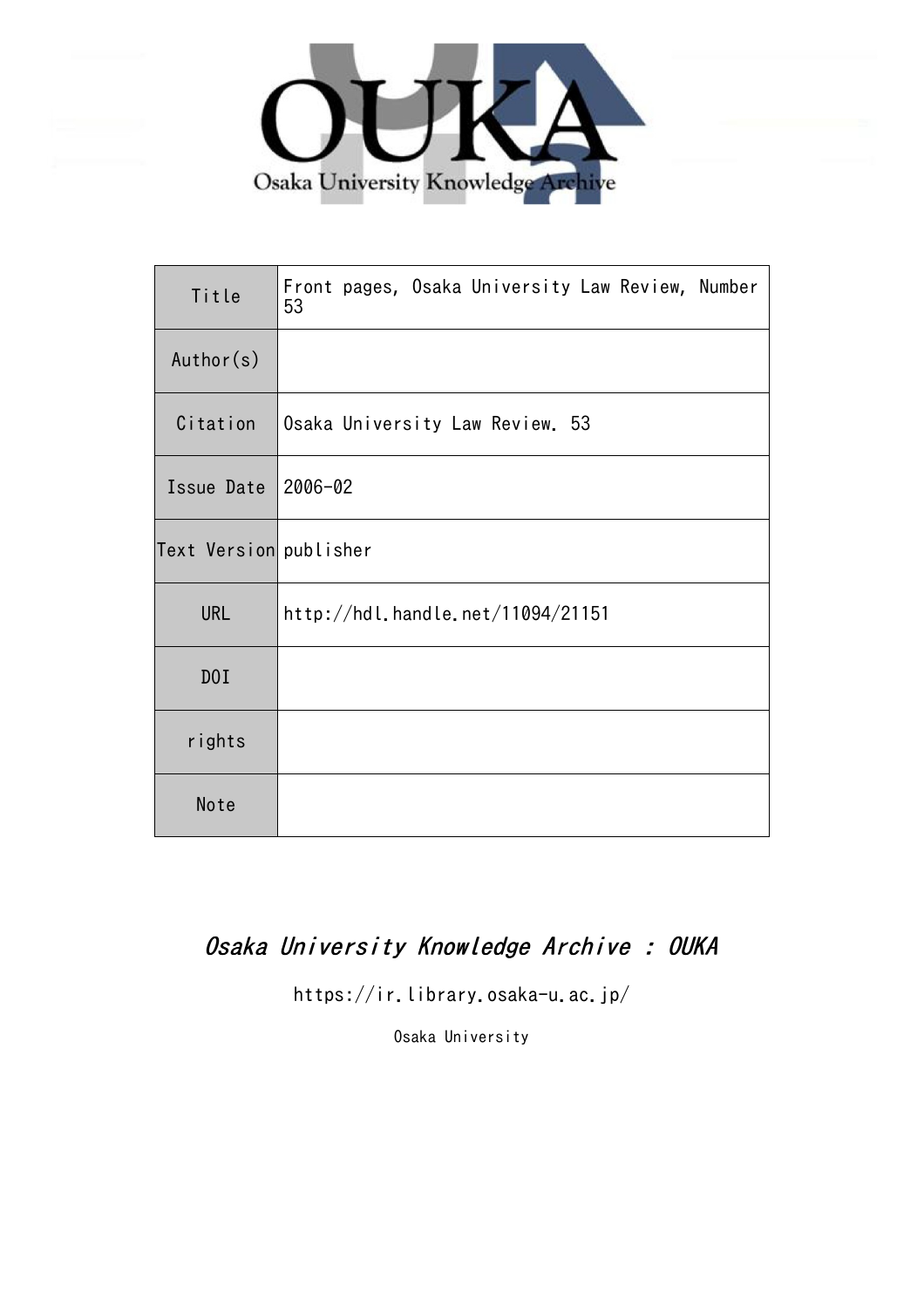OUKA

Osaka University Knowledge Archive

| Title | Front pages, Osaka University Law Review, Number 53 |
| --- | --- |
| Author(s) | |
| Citation | Osaka University Law Review. 53 |
| Issue Date | 2006-02 |
| Text Version | publisher |
| URL | http://hdl.handle.net/11094/21151 |
| DOI | |
| rights | |
| Note | |

*Osaka University Knowledge Archive : OUKA*

https://ir.library.osaka-u.ac.jp/

Osaka University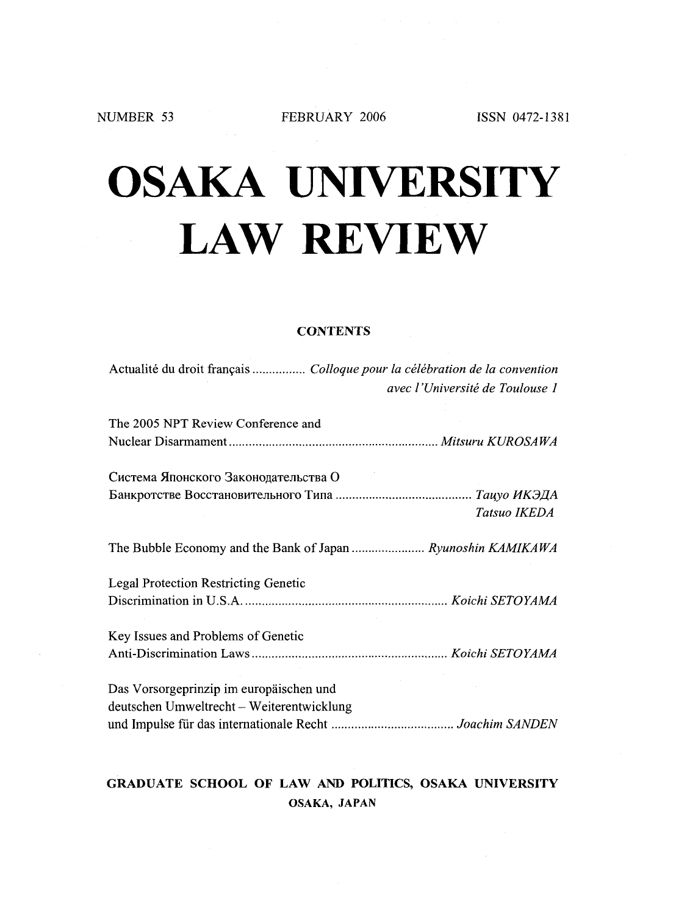NUMBER 53 FEBRUARY 2006 ISSN 0472-1381

# OSAKA UNIVERSITY LAW REVIEW

## CONTENTS

Actualité du droit français ................ *Colloque pour la célébration de la convention avec l'Université de Toulouse 1*

The 2005 NPT Review Conference and Nuclear Disarmament ................ *Mitsuru KUROSAWA*

Система Японского Законодательства О Банкротстве Восстановительного Типа ................ *Тацуо ИКЭДА* *Tatsuo IKEDA*

The Bubble Economy and the Bank of Japan ................ *Ryunoshin KAMIKAWA*

Legal Protection Restricting Genetic Discrimination in U.S.A. ................ *Koichi SETOYAMA*

Key Issues and Problems of Genetic Anti-Discrimination Laws ................ *Koichi SETOYAMA*

Das Vorsorgeprinzip im europäischen und deutschen Umweltrecht – Weiterentwicklung und Impulse für das internationale Recht ................ *Joachim SANDEN*

**GRADUATE SCHOOL OF LAW AND POLITICS, OSAKA UNIVERSITY**
**OSAKA, JAPAN**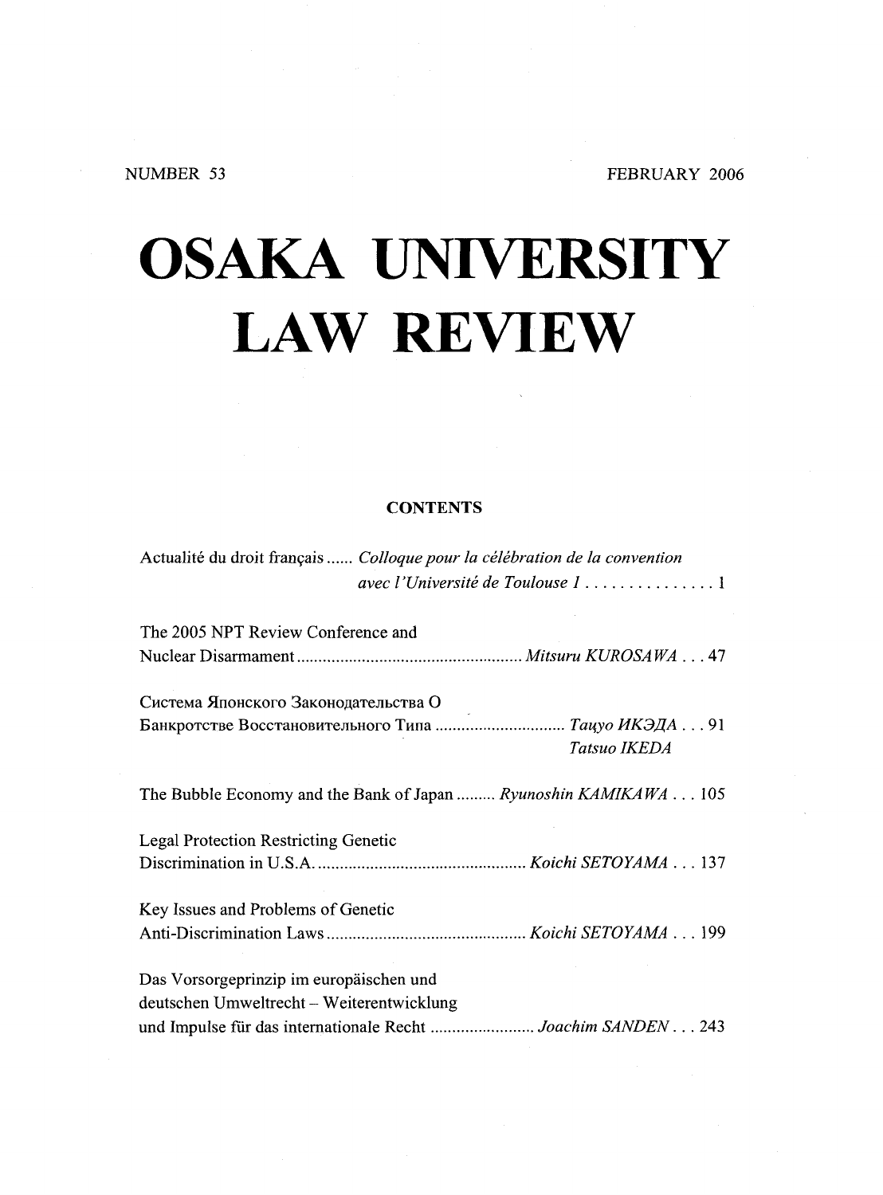NUMBER 53

FEBRUARY 2006

# OSAKA UNIVERSITY LAW REVIEW

## CONTENTS

Actualité du droit français ...... *Colloque pour la célébration de la convention avec l'Université de Toulouse 1* . . . . . . . . . . . . . . . 1

The 2005 NPT Review Conference and Nuclear Disarmament .................................................... *Mitsuru KUROSAWA* . . . 47

Система Японского Законодательства О Банкротстве Восстановительного Типа .............................. *Тацуо ИКЭДА* . . . 91
*Tatsuo IKEDA*

The Bubble Economy and the Bank of Japan ......... *Ryunoshin KAMIKAWA* . . . 105

Legal Protection Restricting Genetic Discrimination in U.S.A. ................................................ *Koichi SETOYAMA* . . . 137

Key Issues and Problems of Genetic Anti-Discrimination Laws .............................................. *Koichi SETOYAMA* . . . 199

Das Vorsorgeprinzip im europäischen und deutschen Umweltrecht – Weiterentwicklung und Impulse für das internationale Recht ........................ *Joachim SANDEN* . . . 243